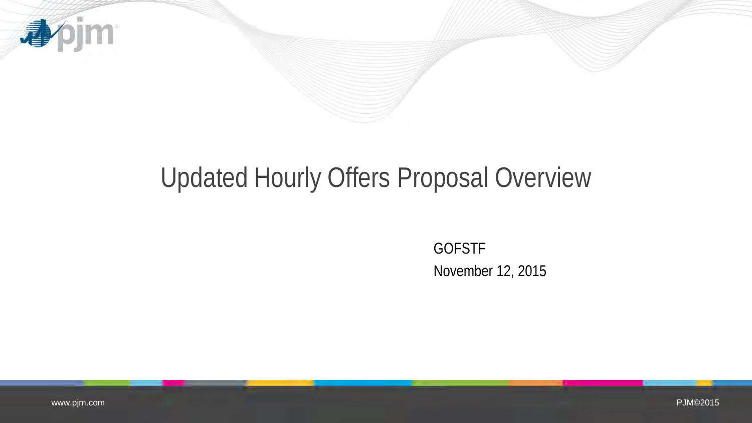# Updated Hourly Offers Proposal Overview

GOFSTF

November 12, 2015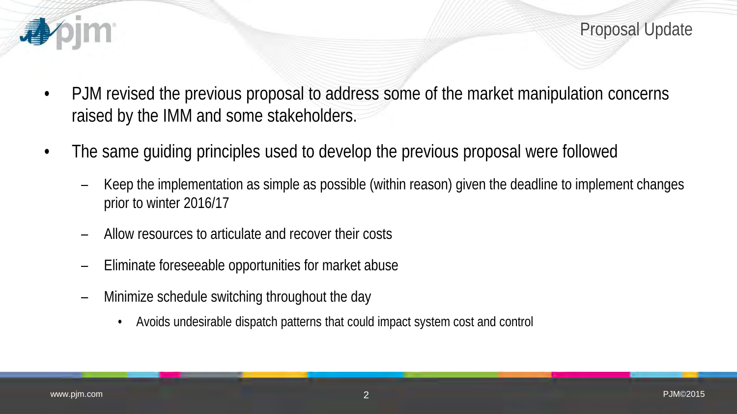## Proposal Update

- PJM revised the previous proposal to address some of the market manipulation concerns raised by the IMM and some stakeholders.
- The same guiding principles used to develop the previous proposal were followed
  - Keep the implementation as simple as possible (within reason) given the deadline to implement changes prior to winter 2016/17
  - Allow resources to articulate and recover their costs
  - Eliminate foreseeable opportunities for market abuse
  - Minimize schedule switching throughout the day
    - Avoids undesirable dispatch patterns that could impact system cost and control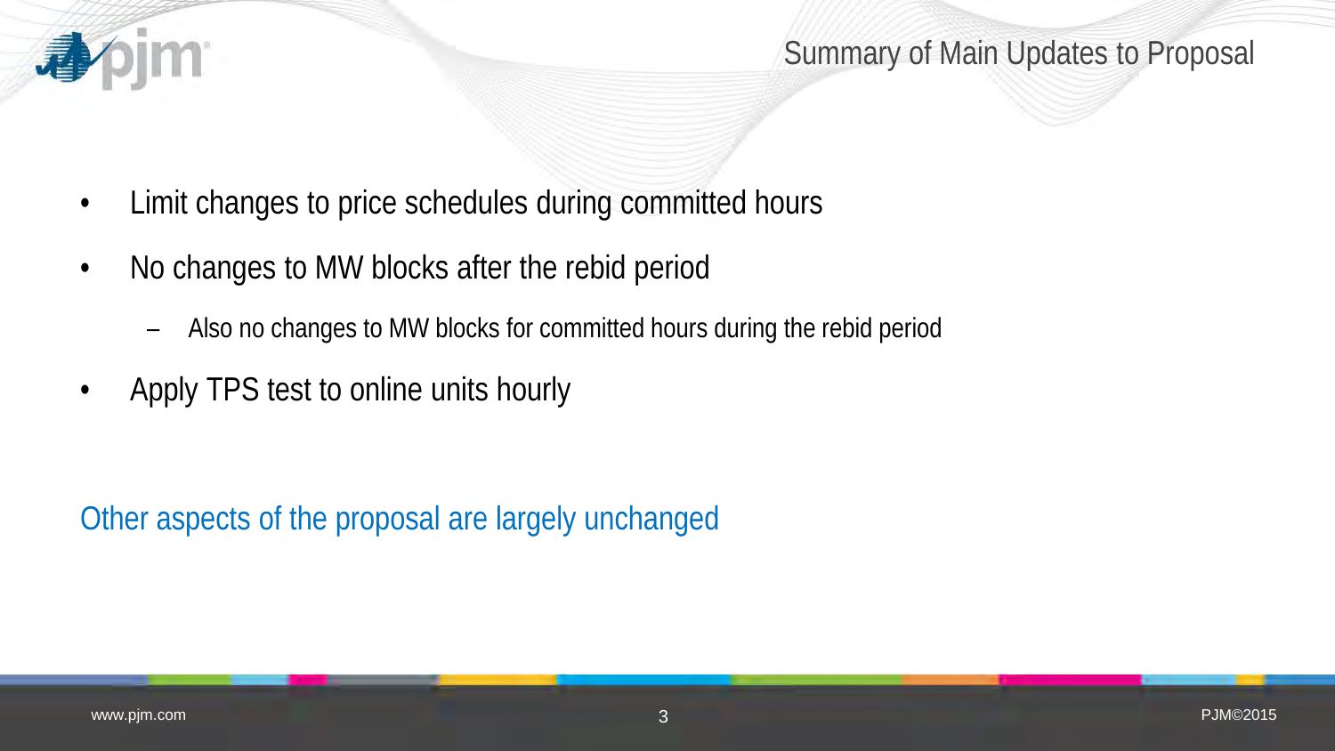## Summary of Main Updates to Proposal

- Limit changes to price schedules during committed hours
- No changes to MW blocks after the rebid period
  - Also no changes to MW blocks for committed hours during the rebid period
- Apply TPS test to online units hourly

Other aspects of the proposal are largely unchanged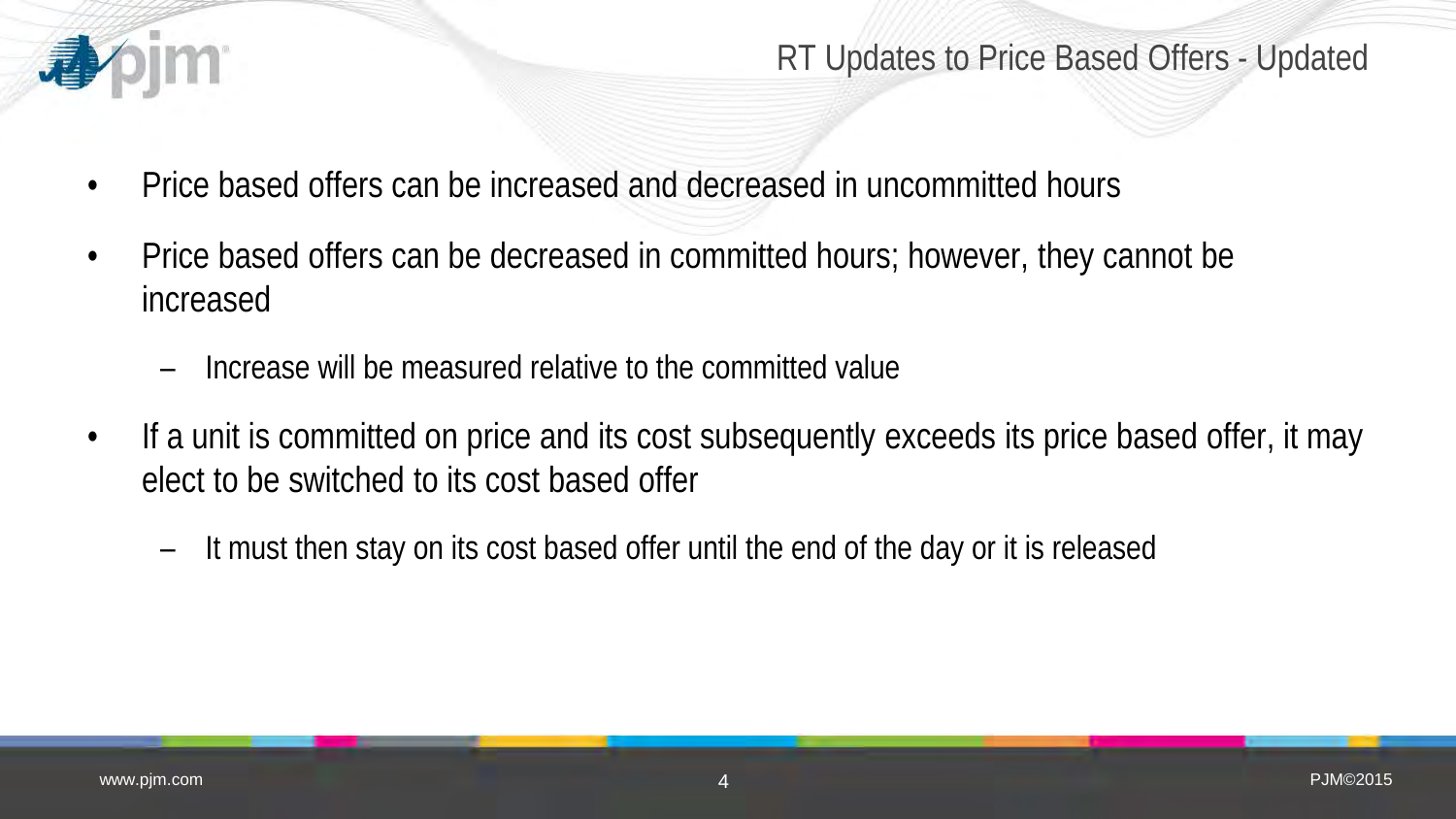# RT Updates to Price Based Offers - Updated

- Price based offers can be increased and decreased in uncommitted hours
- Price based offers can be decreased in committed hours; however, they cannot be increased
  - Increase will be measured relative to the committed value
- If a unit is committed on price and its cost subsequently exceeds its price based offer, it may elect to be switched to its cost based offer
  - It must then stay on its cost based offer until the end of the day or it is released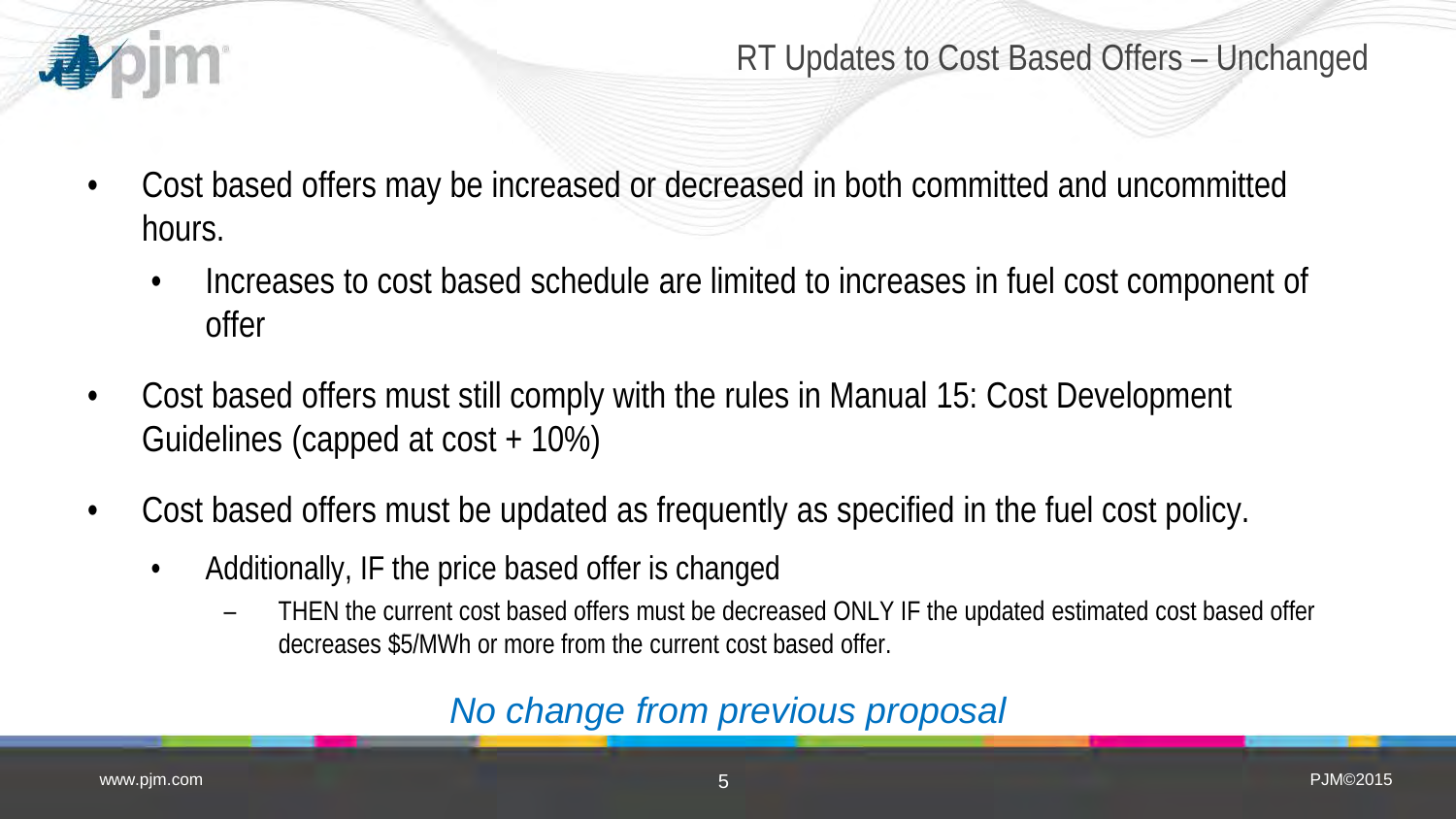# RT Updates to Cost Based Offers – Unchanged

- Cost based offers may be increased or decreased in both committed and uncommitted hours.
  - Increases to cost based schedule are limited to increases in fuel cost component of offer
- Cost based offers must still comply with the rules in Manual 15: Cost Development Guidelines (capped at cost + 10%)
- Cost based offers must be updated as frequently as specified in the fuel cost policy.
  - Additionally, IF the price based offer is changed
    - THEN the current cost based offers must be decreased ONLY IF the updated estimated cost based offer decreases $5/MWh or more from the current cost based offer.

*No change from previous proposal*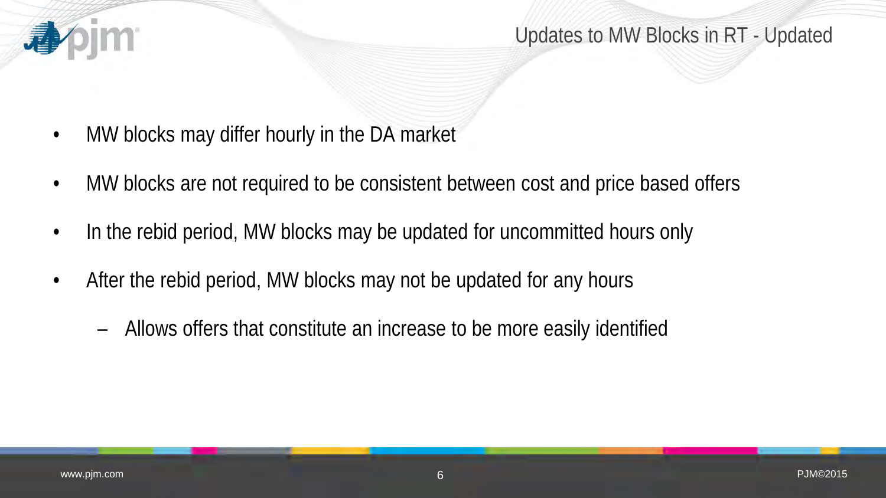# Updates to MW Blocks in RT - Updated

- MW blocks may differ hourly in the DA market
- MW blocks are not required to be consistent between cost and price based offers
- In the rebid period, MW blocks may be updated for uncommitted hours only
- After the rebid period, MW blocks may not be updated for any hours
  - Allows offers that constitute an increase to be more easily identified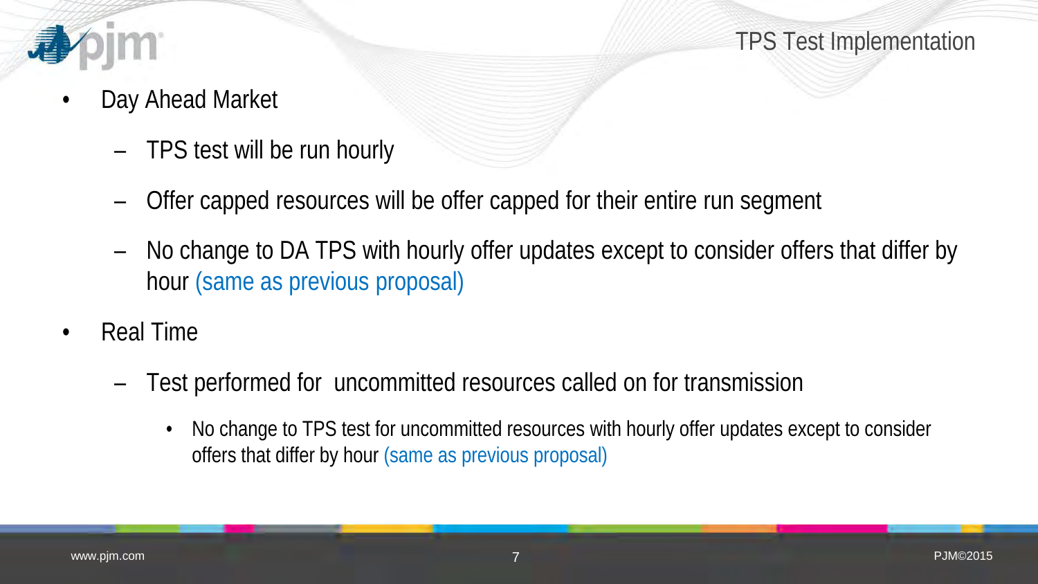# TPS Test Implementation

- Day Ahead Market
  - TPS test will be run hourly
  - Offer capped resources will be offer capped for their entire run segment
  - No change to DA TPS with hourly offer updates except to consider offers that differ by hour (same as previous proposal)
- Real Time
  - Test performed for uncommitted resources called on for transmission
    - No change to TPS test for uncommitted resources with hourly offer updates except to consider offers that differ by hour (same as previous proposal)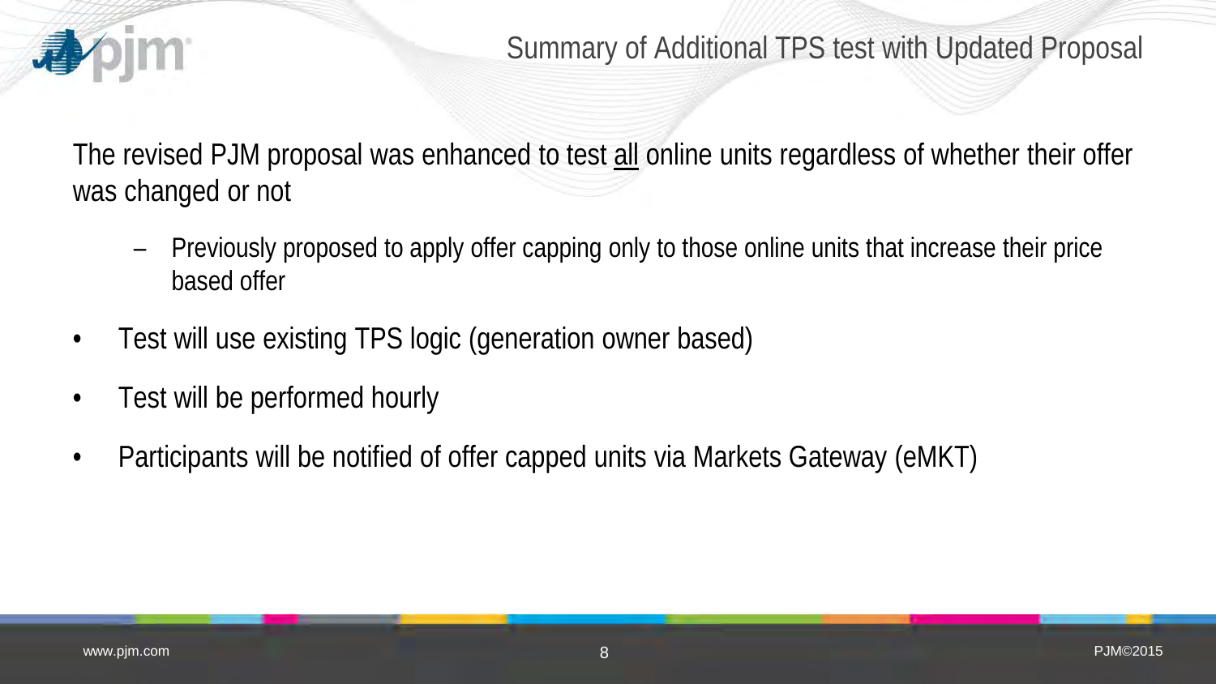# Summary of Additional TPS test with Updated Proposal

The revised PJM proposal was enhanced to test <u>all</u> online units regardless of whether their offer was changed or not

- Previously proposed to apply offer capping only to those online units that increase their price based offer

- Test will use existing TPS logic (generation owner based)
- Test will be performed hourly
- Participants will be notified of offer capped units via Markets Gateway (eMKT)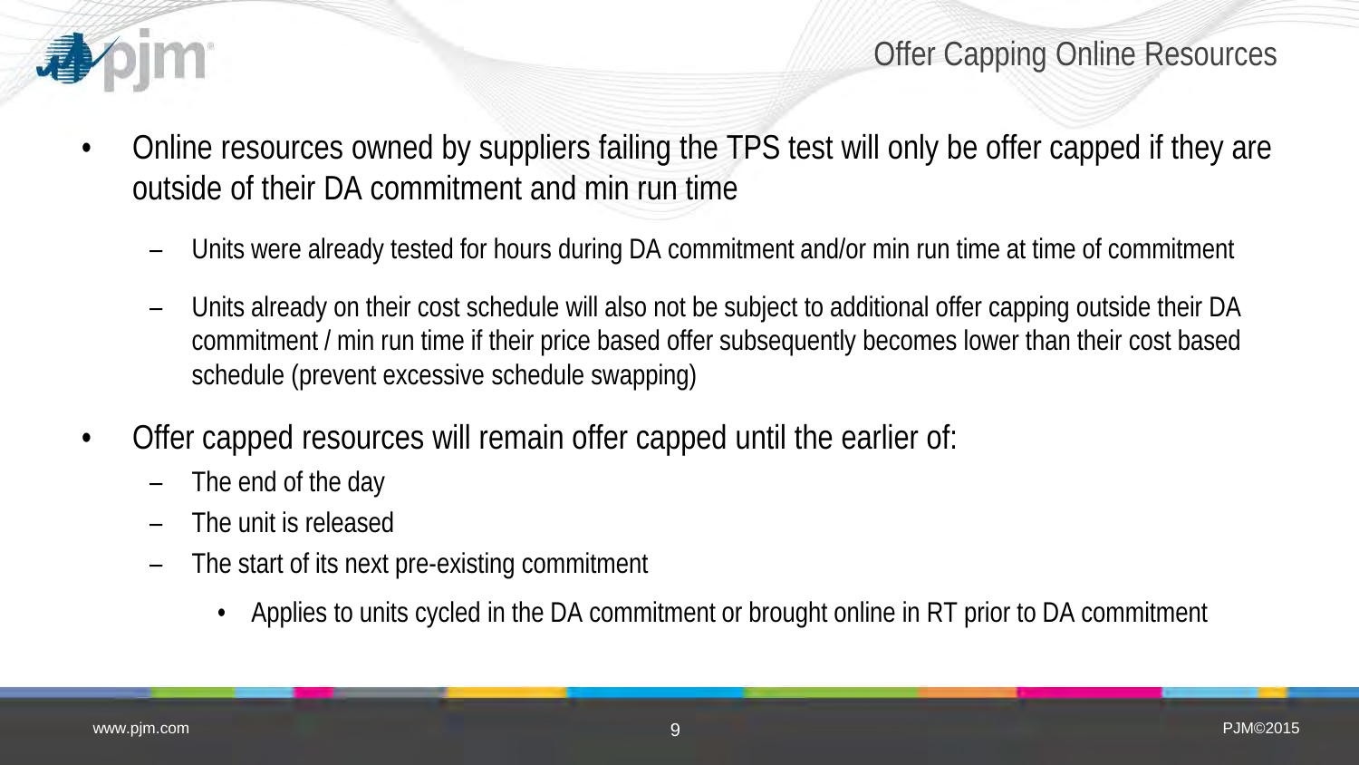# Offer Capping Online Resources

- Online resources owned by suppliers failing the TPS test will only be offer capped if they are outside of their DA commitment and min run time
  - Units were already tested for hours during DA commitment and/or min run time at time of commitment
  - Units already on their cost schedule will also not be subject to additional offer capping outside their DA commitment / min run time if their price based offer subsequently becomes lower than their cost based schedule (prevent excessive schedule swapping)
- Offer capped resources will remain offer capped until the earlier of:
  - The end of the day
  - The unit is released
  - The start of its next pre-existing commitment
    - Applies to units cycled in the DA commitment or brought online in RT prior to DA commitment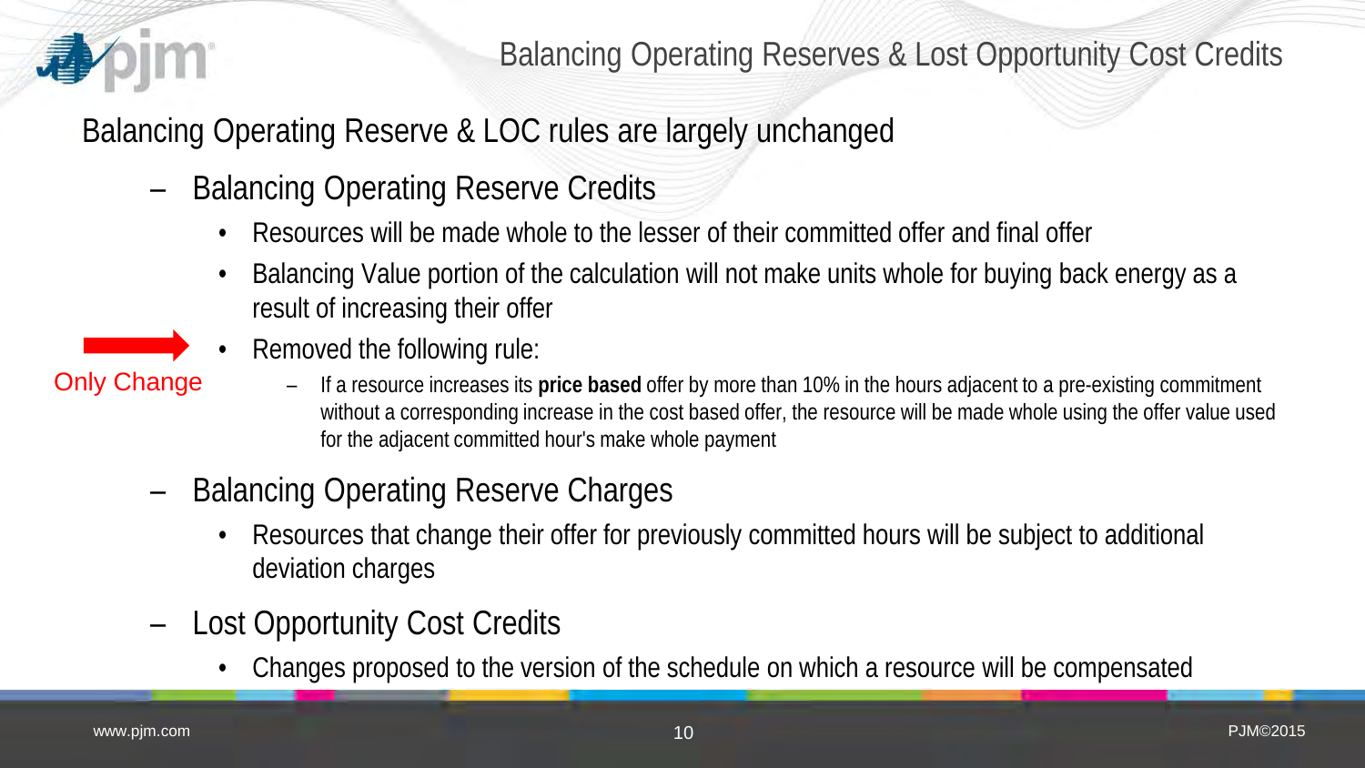# Balancing Operating Reserves & Lost Opportunity Cost Credits

Balancing Operating Reserve & LOC rules are largely unchanged

- Balancing Operating Reserve Credits
  - Resources will be made whole to the lesser of their committed offer and final offer
  - Balancing Value portion of the calculation will not make units whole for buying back energy as a result of increasing their offer
  - Removed the following rule: (Only Change)
    - If a resource increases its **price based** offer by more than 10% in the hours adjacent to a pre-existing commitment without a corresponding increase in the cost based offer, the resource will be made whole using the offer value used for the adjacent committed hour's make whole payment
- Balancing Operating Reserve Charges
  - Resources that change their offer for previously committed hours will be subject to additional deviation charges
- Lost Opportunity Cost Credits
  - Changes proposed to the version of the schedule on which a resource will be compensated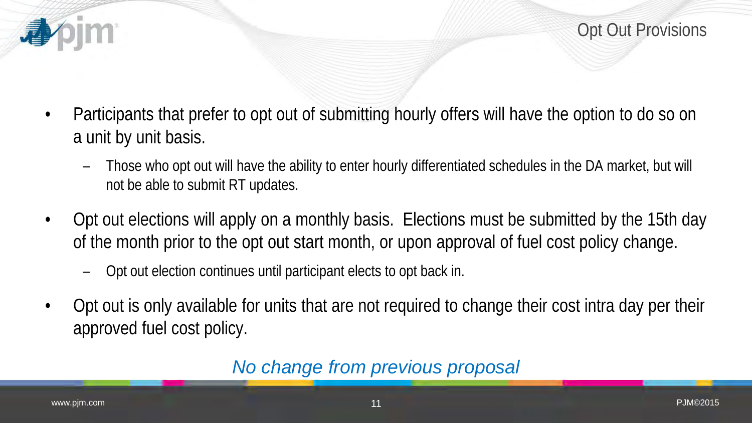# Opt Out Provisions

- Participants that prefer to opt out of submitting hourly offers will have the option to do so on a unit by unit basis.
  - Those who opt out will have the ability to enter hourly differentiated schedules in the DA market, but will not be able to submit RT updates.
- Opt out elections will apply on a monthly basis. Elections must be submitted by the 15th day of the month prior to the opt out start month, or upon approval of fuel cost policy change.
  - Opt out election continues until participant elects to opt back in.
- Opt out is only available for units that are not required to change their cost intra day per their approved fuel cost policy.

*No change from previous proposal*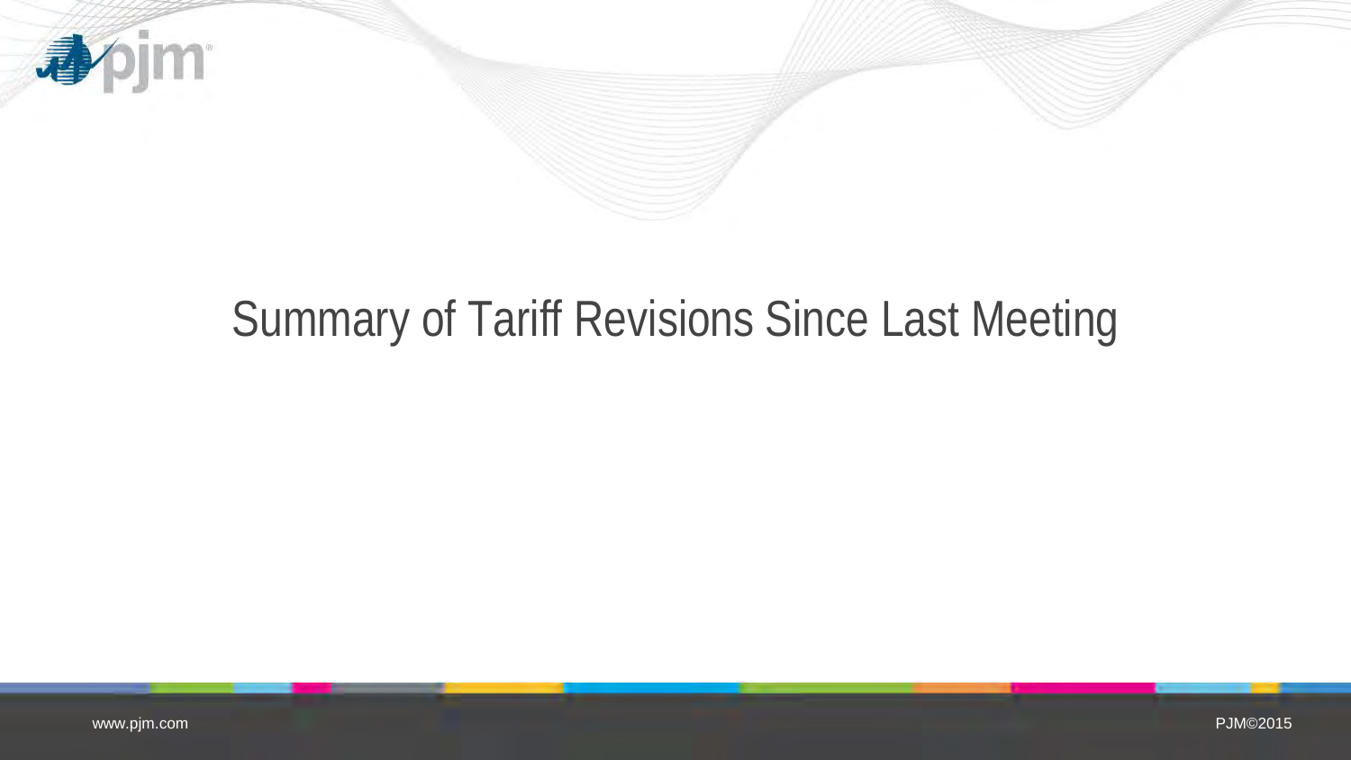# Summary of Tariff Revisions Since Last Meeting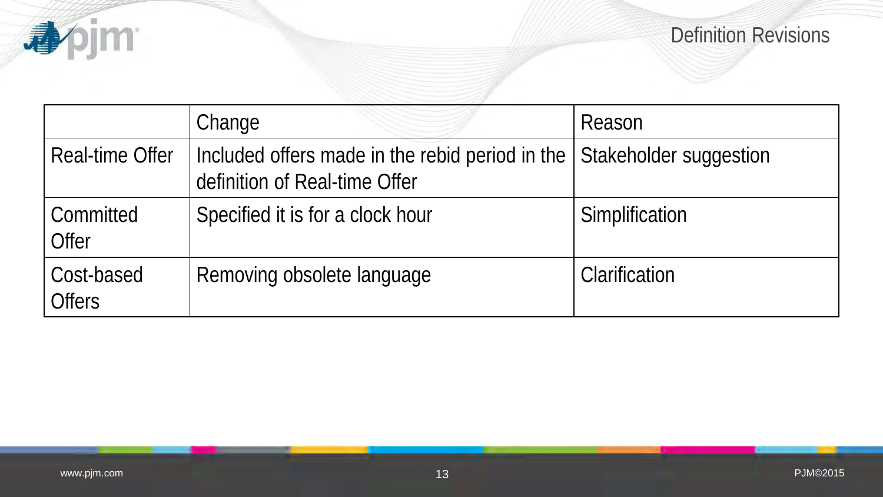## Definition Revisions

| | Change | Reason |
|---|---|---|
| Real-time Offer | Included offers made in the rebid period in the definition of Real-time Offer | Stakeholder suggestion |
| Committed Offer | Specified it is for a clock hour | Simplification |
| Cost-based Offers | Removing obsolete language | Clarification |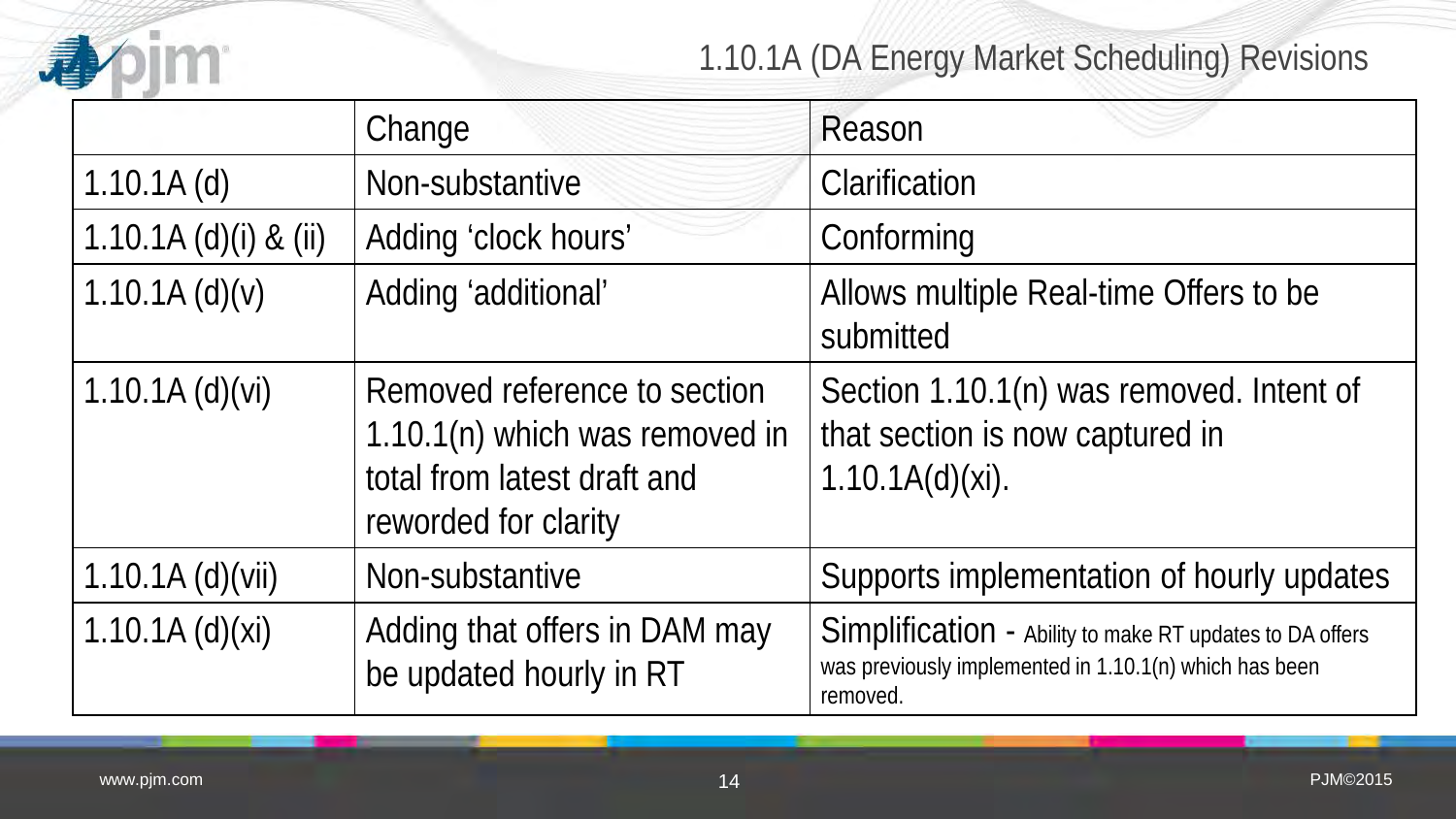# 1.10.1A (DA Energy Market Scheduling) Revisions

| | Change | Reason |
|---|---|---|
| 1.10.1A (d) | Non-substantive | Clarification |
| 1.10.1A (d)(i) & (ii) | Adding 'clock hours' | Conforming |
| 1.10.1A (d)(v) | Adding 'additional' | Allows multiple Real-time Offers to be submitted |
| 1.10.1A (d)(vi) | Removed reference to section 1.10.1(n) which was removed in total from latest draft and reworded for clarity | Section 1.10.1(n) was removed. Intent of that section is now captured in 1.10.1A(d)(xi). |
| 1.10.1A (d)(vii) | Non-substantive | Supports implementation of hourly updates |
| 1.10.1A (d)(xi) | Adding that offers in DAM may be updated hourly in RT | Simplification - Ability to make RT updates to DA offers was previously implemented in 1.10.1(n) which has been removed. |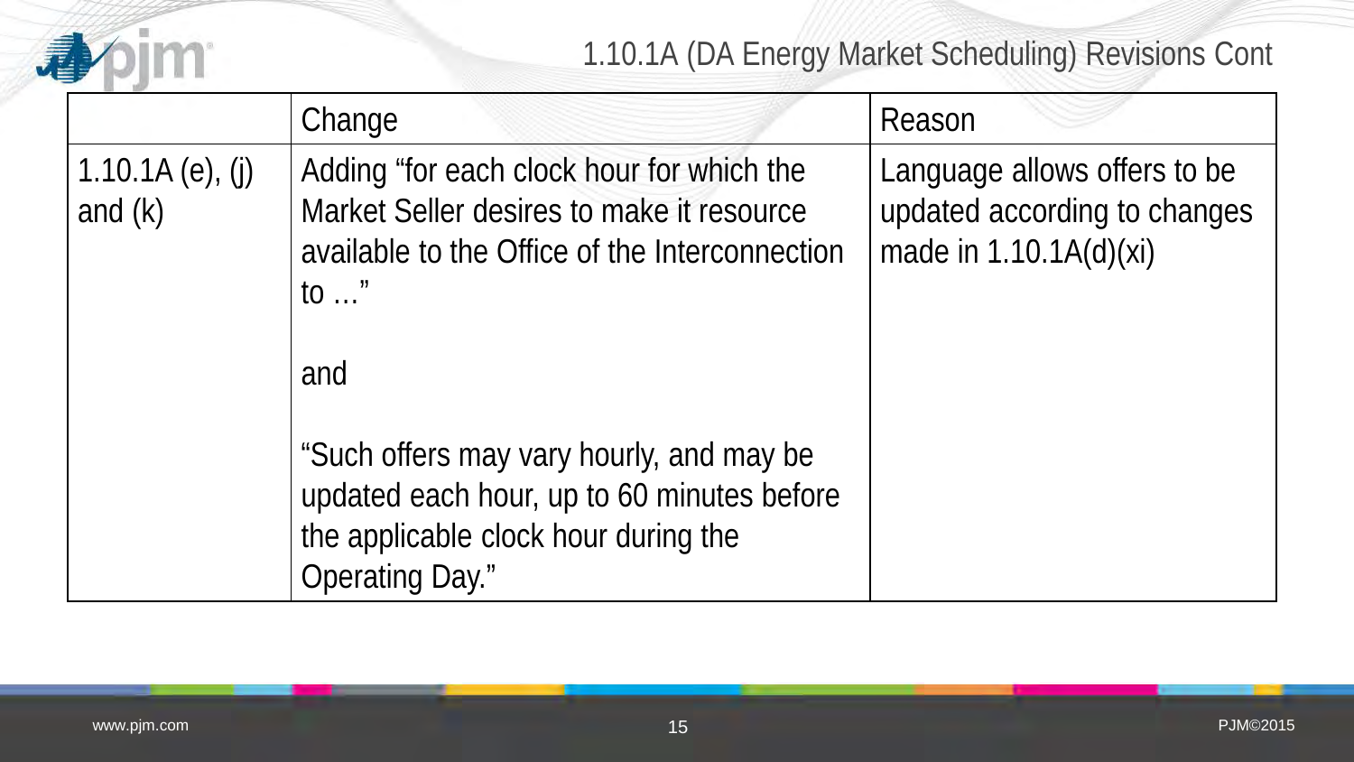# 1.10.1A (DA Energy Market Scheduling) Revisions Cont

| | Change | Reason |
|---|---|---|
| 1.10.1A (e), (j) and (k) | Adding "for each clock hour for which the Market Seller desires to make it resource available to the Office of the Interconnection to …"<br><br>and<br><br>"Such offers may vary hourly, and may be updated each hour, up to 60 minutes before the applicable clock hour during the Operating Day." | Language allows offers to be updated according to changes made in 1.10.1A(d)(xi) |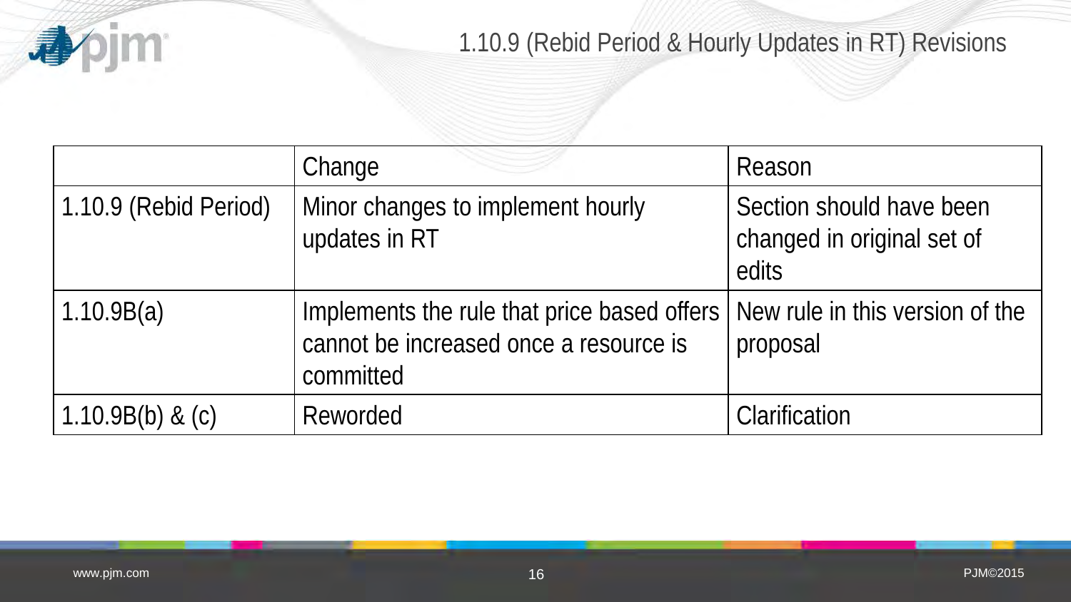# 1.10.9 (Rebid Period & Hourly Updates in RT) Revisions

| | Change | Reason |
|---|---|---|
| 1.10.9 (Rebid Period) | Minor changes to implement hourly updates in RT | Section should have been changed in original set of edits |
| 1.10.9B(a) | Implements the rule that price based offers cannot be increased once a resource is committed | New rule in this version of the proposal |
| 1.10.9B(b) & (c) | Reworded | Clarification |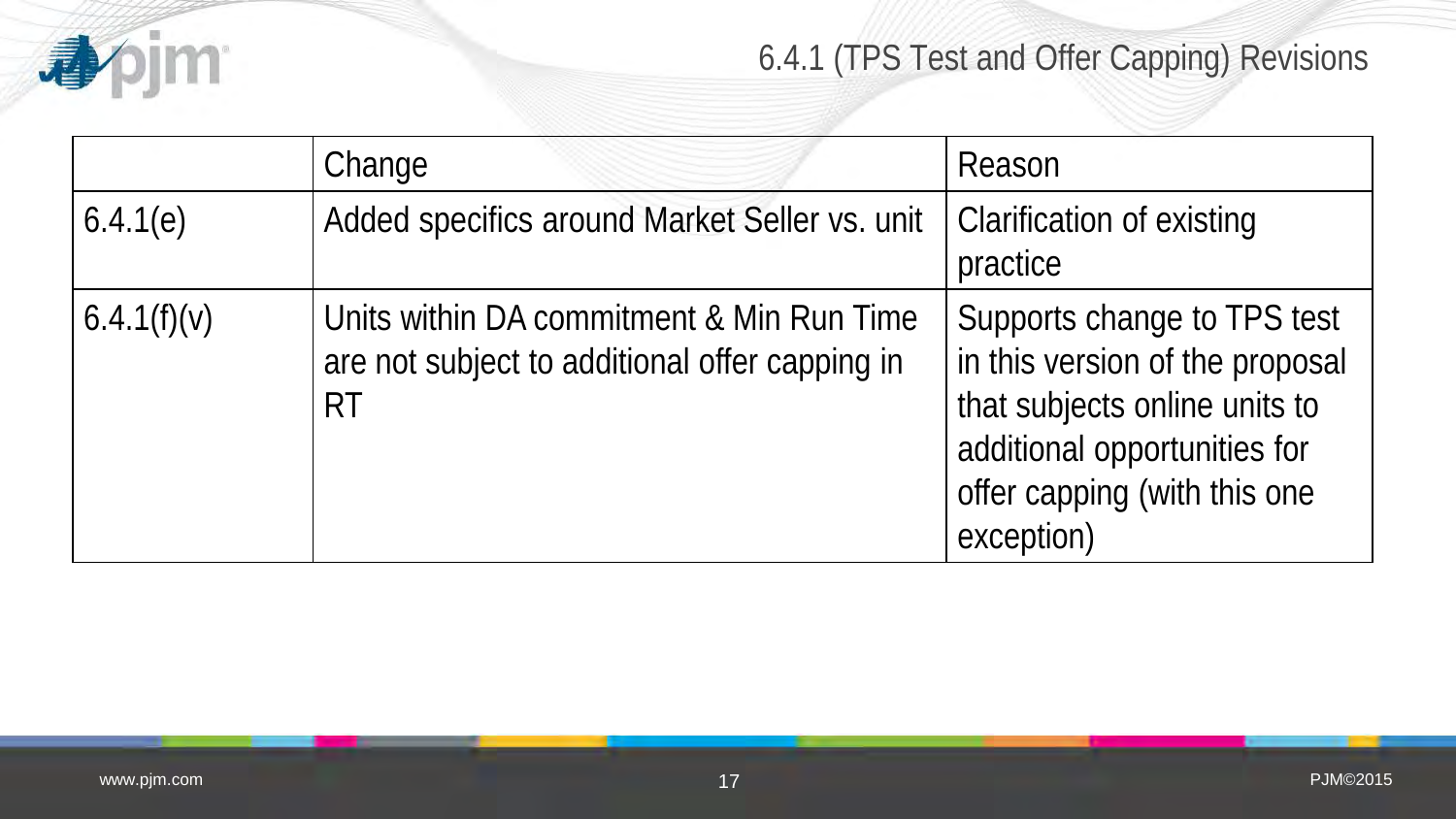# 6.4.1 (TPS Test and Offer Capping) Revisions

| | Change | Reason |
|---|---|---|
| 6.4.1(e) | Added specifics around Market Seller vs. unit | Clarification of existing practice |
| 6.4.1(f)(v) | Units within DA commitment & Min Run Time are not subject to additional offer capping in RT | Supports change to TPS test in this version of the proposal that subjects online units to additional opportunities for offer capping (with this one exception) |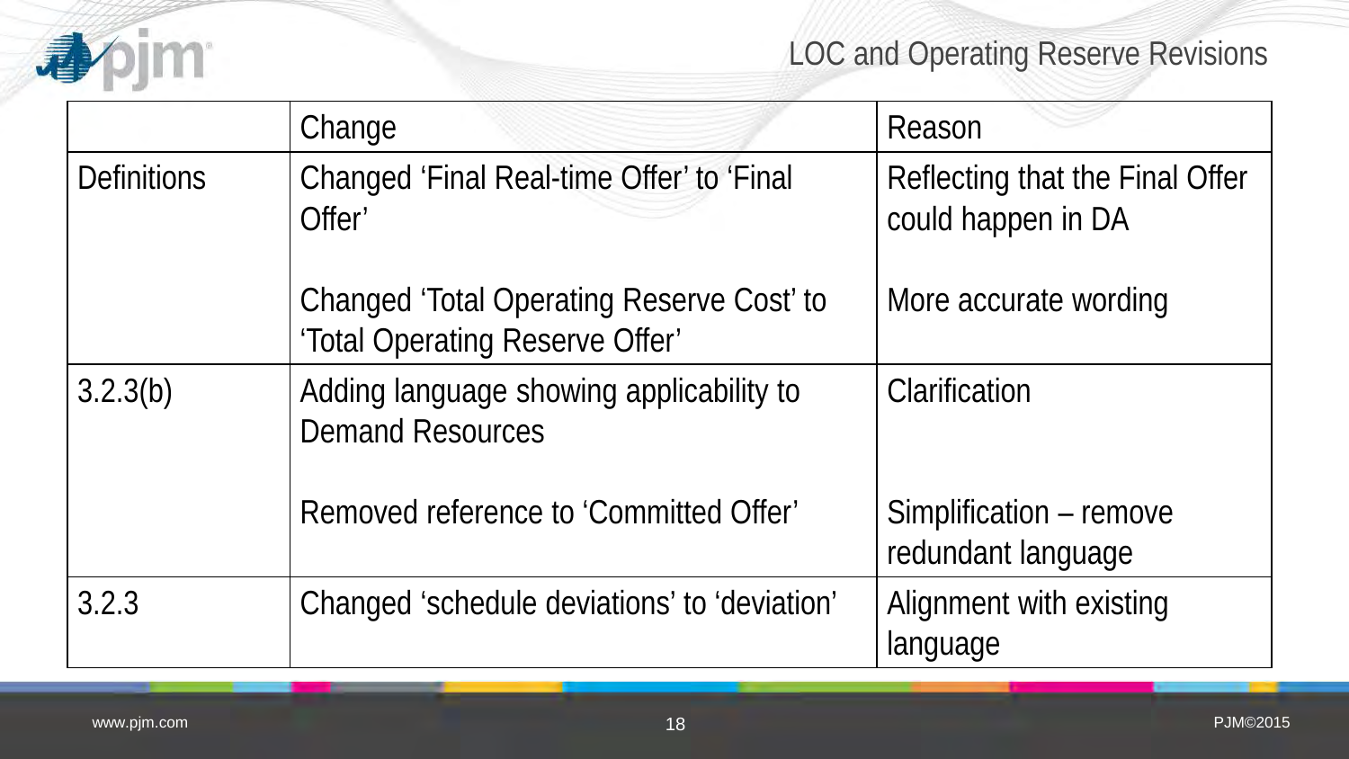# LOC and Operating Reserve Revisions

| | Change | Reason |
|---|---|---|
| Definitions | Changed 'Final Real-time Offer' to 'Final Offer' | Reflecting that the Final Offer could happen in DA |
| | Changed 'Total Operating Reserve Cost' to 'Total Operating Reserve Offer' | More accurate wording |
| 3.2.3(b) | Adding language showing applicability to Demand Resources | Clarification |
| | Removed reference to 'Committed Offer' | Simplification – remove redundant language |
| 3.2.3 | Changed 'schedule deviations' to 'deviation' | Alignment with existing language |